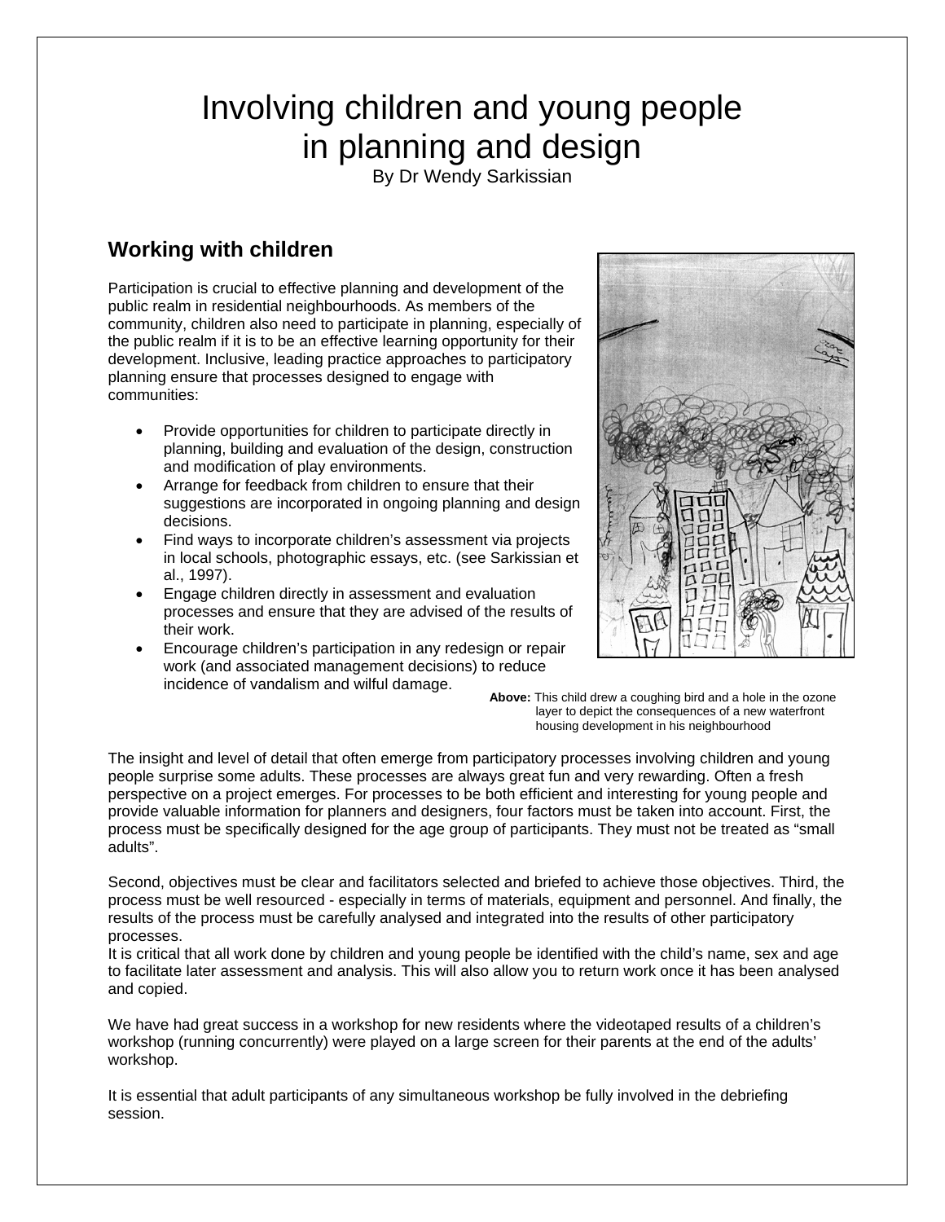# Involving children and young people in planning and design

By Dr Wendy Sarkissian

## Working with children

Participation is crucial to effective planning and development of the public realm in residential neighbourhoods. As members of the community, children also need to participate in planning, especially of the public realm if it is to be an effective learning opportunity for their development. Inclusive, leading practice approaches to participatory planning ensure that processes designed to engage with communities:

- Provide opportunities for children to participate directly in planning, building and evaluation of the design, construction and modification of play environments.
- Arrange for feedback from children to ensure that their suggestions are incorporated in ongoing planning and design decisions.
- Find ways to incorporate children's assessment via projects in local schools, photographic essays, etc. (see Sarkissian et al., 1997).
- Engage children directly in assessment and evaluation processes and ensure that they are advised of the results of their work.
- Encourage children's participation in any redesign or repair work (and associated management decisions) to reduce incidence of vandalism and wilful damage.

**Above:** This child drew a coughing bird and a hole in the ozone layer to depict the consequences of a new waterfront housing development in his neighbourhood

The insight and level of detail that often emerge from participatory processes involving children and young people surprise some adults. These processes are always great fun and very rewarding. Often a fresh perspective on a project emerges. For processes to be both efficient and interesting for young people and provide valuable information for planners and designers, four factors must be taken into account. First, the process must be specifically designed for the age group of participants. They must not be treated as "small adults".

Second, objectives must be clear and facilitators selected and briefed to achieve those objectives. Third, the process must be well resourced - especially in terms of materials, equipment and personnel. And finally, the results of the process must be carefully analysed and integrated into the results of other participatory processes.

It is critical that all work done by children and young people be identified with the child's name, sex and age to facilitate later assessment and analysis. This will also allow you to return work once it has been analysed and copied.

We have had great success in a workshop for new residents where the videotaped results of a children's workshop (running concurrently) were played on a large screen for their parents at the end of the adults' workshop.

It is essential that adult participants of any simultaneous workshop be fully involved in the debriefing session.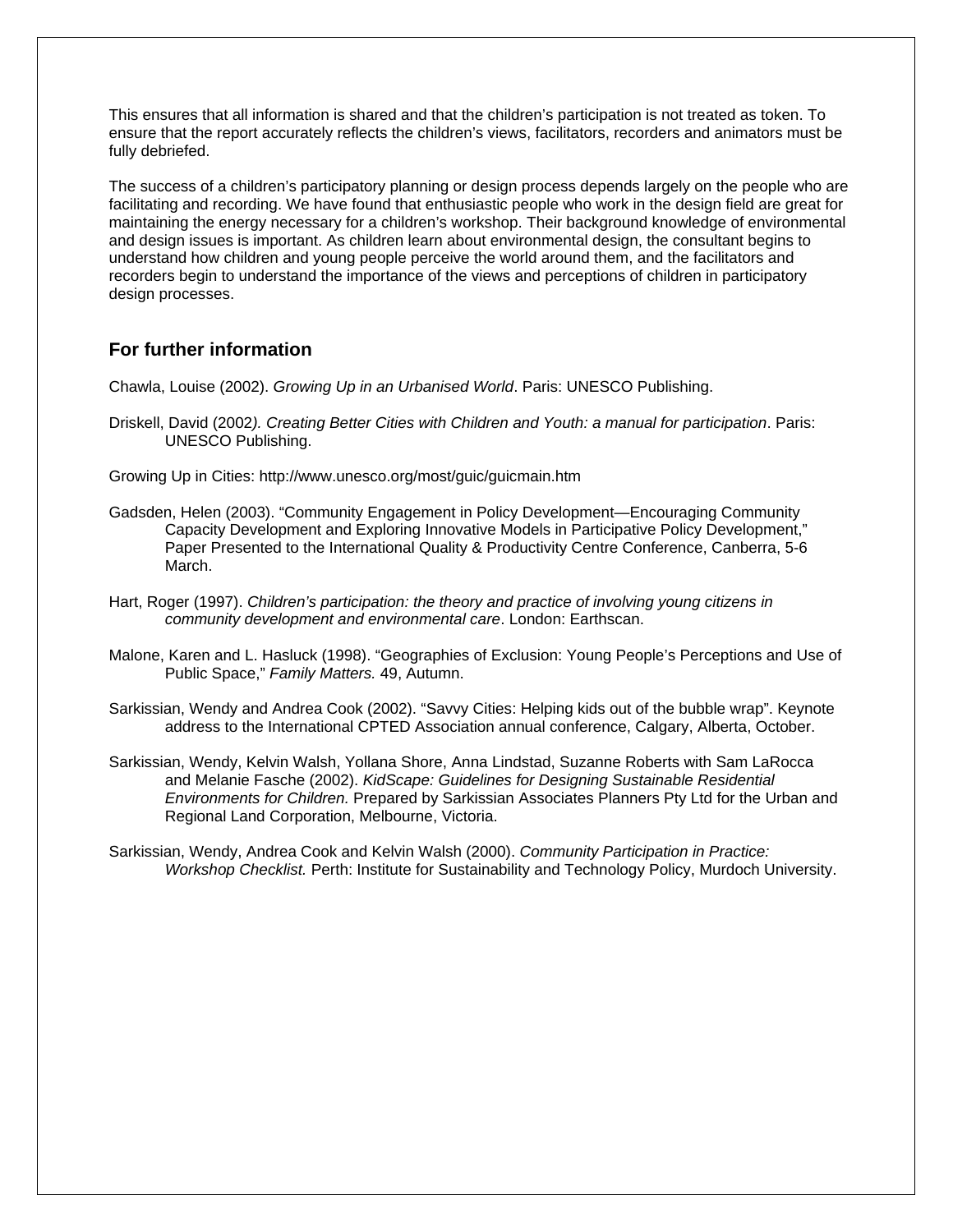This ensures that all information is shared and that the children's participation is not treated as token. To ensure that the report accurately reflects the children's views, facilitators, recorders and animators must be fully debriefed.

The success of a children's participatory planning or design process depends largely on the people who are facilitating and recording. We have found that enthusiastic people who work in the design field are great for maintaining the energy necessary for a children's workshop. Their background knowledge of environmental and design issues is important. As children learn about environmental design, the consultant begins to understand how children and young people perceive the world around them, and the facilitators and recorders begin to understand the importance of the views and perceptions of children in participatory design processes.

## For further information

Chawla, Louise (2002). *Growing Up in an Urbanised World*. Paris: UNESCO Publishing.

Driskell, David (2002*). Creating Better Cities with Children and Youth: a manual for participation*. Paris: UNESCO Publishing.

Growing Up in Cities: http://www.unesco.org/most/guic/guicmain.htm

Gadsden, Helen (2003). "Community Engagement in Policy Development—Encouraging Community Capacity Development and Exploring Innovative Models in Participative Policy Development," Paper Presented to the International Quality & Productivity Centre Conference, Canberra, 5-6 March.

Hart, Roger (1997). *Children's participation: the theory and practice of involving young citizens in community development and environmental care*. London: Earthscan.

Malone, Karen and L. Hasluck (1998). "Geographies of Exclusion: Young People's Perceptions and Use of Public Space," *Family Matters.* 49, Autumn.

Sarkissian, Wendy and Andrea Cook (2002). "Savvy Cities: Helping kids out of the bubble wrap". Keynote address to the International CPTED Association annual conference, Calgary, Alberta, October.

Sarkissian, Wendy, Kelvin Walsh, Yollana Shore, Anna Lindstad, Suzanne Roberts with Sam LaRocca and Melanie Fasche (2002). *KidScape: Guidelines for Designing Sustainable Residential Environments for Children.* Prepared by Sarkissian Associates Planners Pty Ltd for the Urban and Regional Land Corporation, Melbourne, Victoria.

Sarkissian, Wendy, Andrea Cook and Kelvin Walsh (2000). *Community Participation in Practice: Workshop Checklist.* Perth: Institute for Sustainability and Technology Policy, Murdoch University.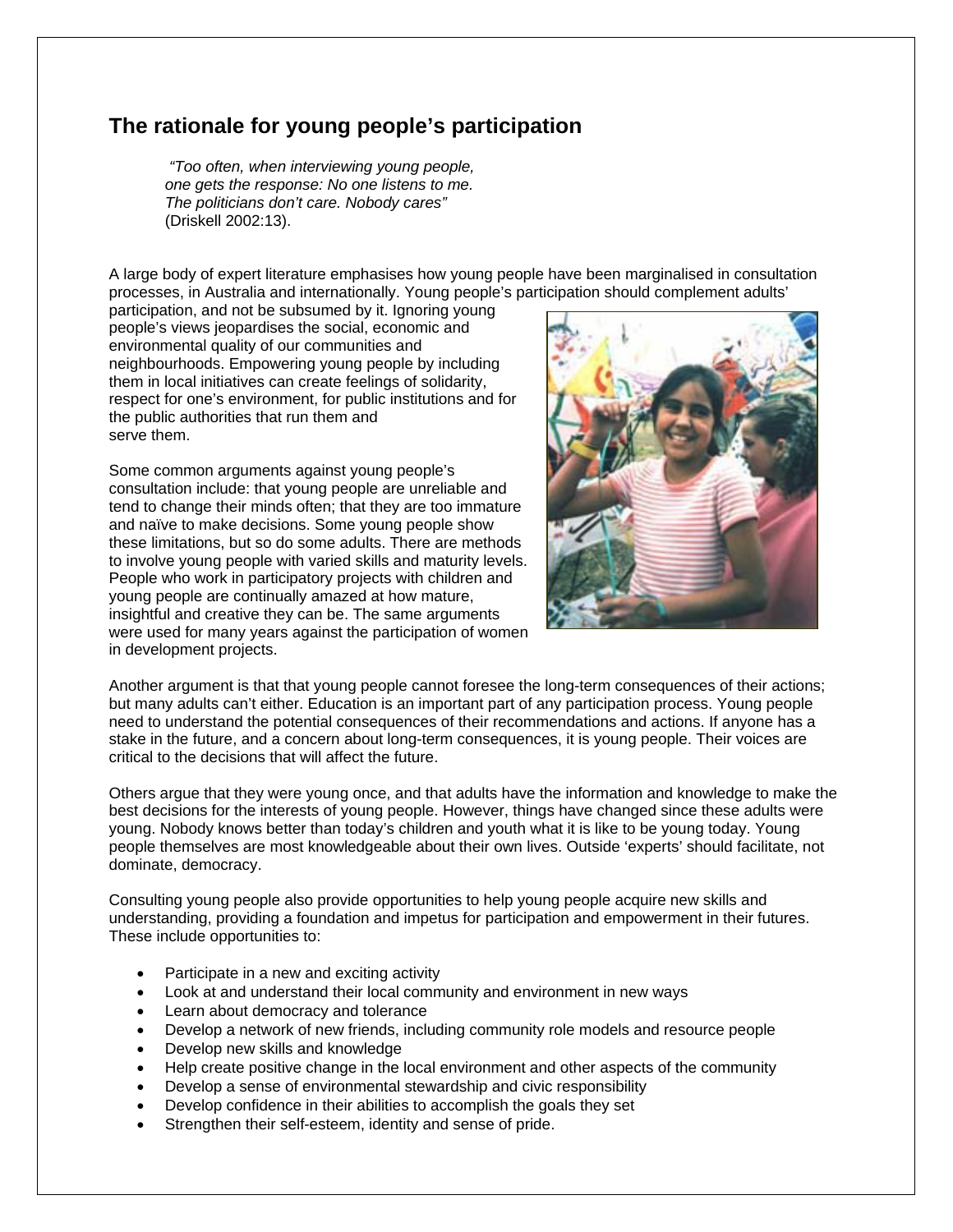## The rationale for young people's participation

> *"Too often, when interviewing young people, one gets the response: No one listens to me. The politicians don't care. Nobody cares"* (Driskell 2002:13).

A large body of expert literature emphasises how young people have been marginalised in consultation processes, in Australia and internationally. Young people's participation should complement adults' participation, and not be subsumed by it. Ignoring young people's views jeopardises the social, economic and environmental quality of our communities and neighbourhoods. Empowering young people by including them in local initiatives can create feelings of solidarity, respect for one's environment, for public institutions and for the public authorities that run them and serve them.

Some common arguments against young people's consultation include: that young people are unreliable and tend to change their minds often; that they are too immature and naïve to make decisions. Some young people show these limitations, but so do some adults. There are methods to involve young people with varied skills and maturity levels. People who work in participatory projects with children and young people are continually amazed at how mature, insightful and creative they can be. The same arguments were used for many years against the participation of women in development projects.

Another argument is that that young people cannot foresee the long-term consequences of their actions; but many adults can't either. Education is an important part of any participation process. Young people need to understand the potential consequences of their recommendations and actions. If anyone has a stake in the future, and a concern about long-term consequences, it is young people. Their voices are critical to the decisions that will affect the future.

Others argue that they were young once, and that adults have the information and knowledge to make the best decisions for the interests of young people. However, things have changed since these adults were young. Nobody knows better than today's children and youth what it is like to be young today. Young people themselves are most knowledgeable about their own lives. Outside 'experts' should facilitate, not dominate, democracy.

Consulting young people also provide opportunities to help young people acquire new skills and understanding, providing a foundation and impetus for participation and empowerment in their futures. These include opportunities to:

- Participate in a new and exciting activity
- Look at and understand their local community and environment in new ways
- Learn about democracy and tolerance
- Develop a network of new friends, including community role models and resource people
- Develop new skills and knowledge
- Help create positive change in the local environment and other aspects of the community
- Develop a sense of environmental stewardship and civic responsibility
- Develop confidence in their abilities to accomplish the goals they set
- Strengthen their self-esteem, identity and sense of pride.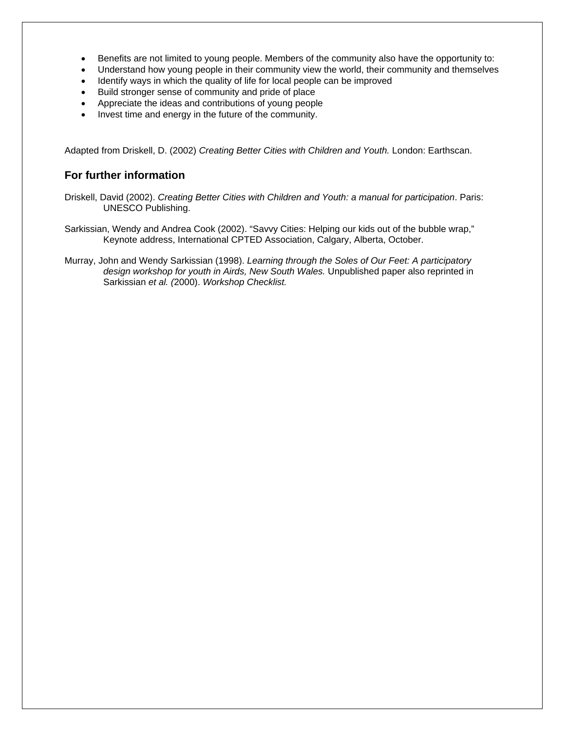- Benefits are not limited to young people. Members of the community also have the opportunity to:
- Understand how young people in their community view the world, their community and themselves
- Identify ways in which the quality of life for local people can be improved
- Build stronger sense of community and pride of place
- Appreciate the ideas and contributions of young people
- Invest time and energy in the future of the community.

Adapted from Driskell, D. (2002) *Creating Better Cities with Children and Youth.* London: Earthscan.

### For further information

Driskell, David (2002). *Creating Better Cities with Children and Youth: a manual for participation*. Paris: UNESCO Publishing.

Sarkissian, Wendy and Andrea Cook (2002). "Savvy Cities: Helping our kids out of the bubble wrap," Keynote address, International CPTED Association, Calgary, Alberta, October.

Murray, John and Wendy Sarkissian (1998). *Learning through the Soles of Our Feet: A participatory design workshop for youth in Airds, New South Wales.* Unpublished paper also reprinted in Sarkissian *et al. (*2000). *Workshop Checklist.*